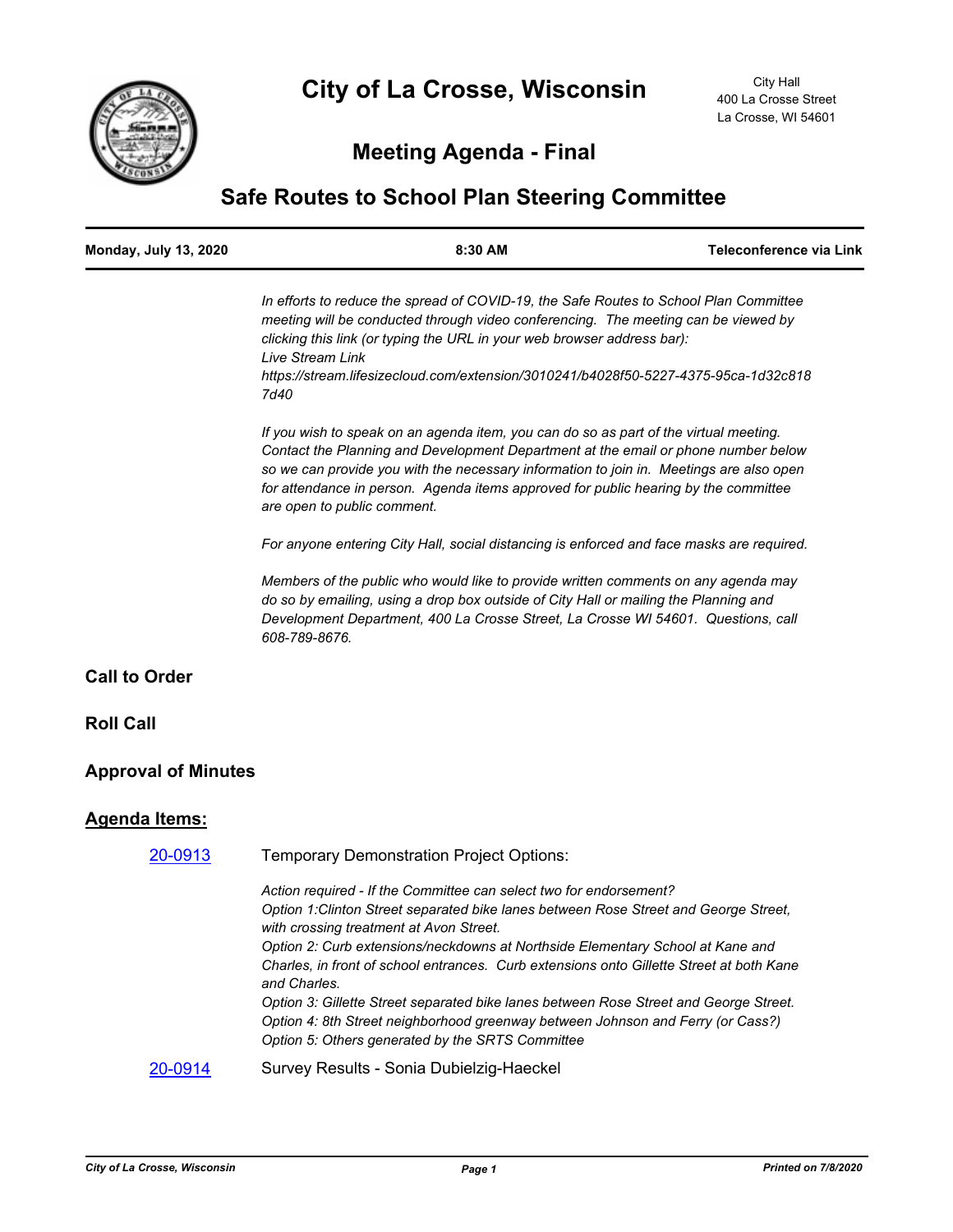# City of La Crosse, Wisconsin

City Hall
400 La Crosse Street
La Crosse, WI 54601

## Meeting Agenda - Final

## Safe Routes to School Plan Steering Committee

**Monday, July 13, 2020** | **8:30 AM** | **Teleconference via Link**

*In efforts to reduce the spread of COVID-19, the Safe Routes to School Plan Committee meeting will be conducted through video conferencing. The meeting can be viewed by clicking this link (or typing the URL in your web browser address bar):*
*Live Stream Link*
*https://stream.lifesizecloud.com/extension/3010241/b4028f50-5227-4375-95ca-1d32c8187d40*

*If you wish to speak on an agenda item, you can do so as part of the virtual meeting. Contact the Planning and Development Department at the email or phone number below so we can provide you with the necessary information to join in. Meetings are also open for attendance in person. Agenda items approved for public hearing by the committee are open to public comment.*

*For anyone entering City Hall, social distancing is enforced and face masks are required.*

*Members of the public who would like to provide written comments on any agenda may do so by emailing, using a drop box outside of City Hall or mailing the Planning and Development Department, 400 La Crosse Street, La Crosse WI 54601. Questions, call 608-789-8676.*

### Call to Order

### Roll Call

### Approval of Minutes

### Agenda Items:

20-0913 Temporary Demonstration Project Options:

*Action required - If the Committee can select two for endorsement?*
*Option 1:Clinton Street separated bike lanes between Rose Street and George Street, with crossing treatment at Avon Street.*
*Option 2: Curb extensions/neckdowns at Northside Elementary School at Kane and Charles, in front of school entrances. Curb extensions onto Gillette Street at both Kane and Charles.*
*Option 3: Gillette Street separated bike lanes between Rose Street and George Street.*
*Option 4: 8th Street neighborhood greenway between Johnson and Ferry (or Cass?)*
*Option 5: Others generated by the SRTS Committee*

20-0914 Survey Results - Sonia Dubielzig-Haeckel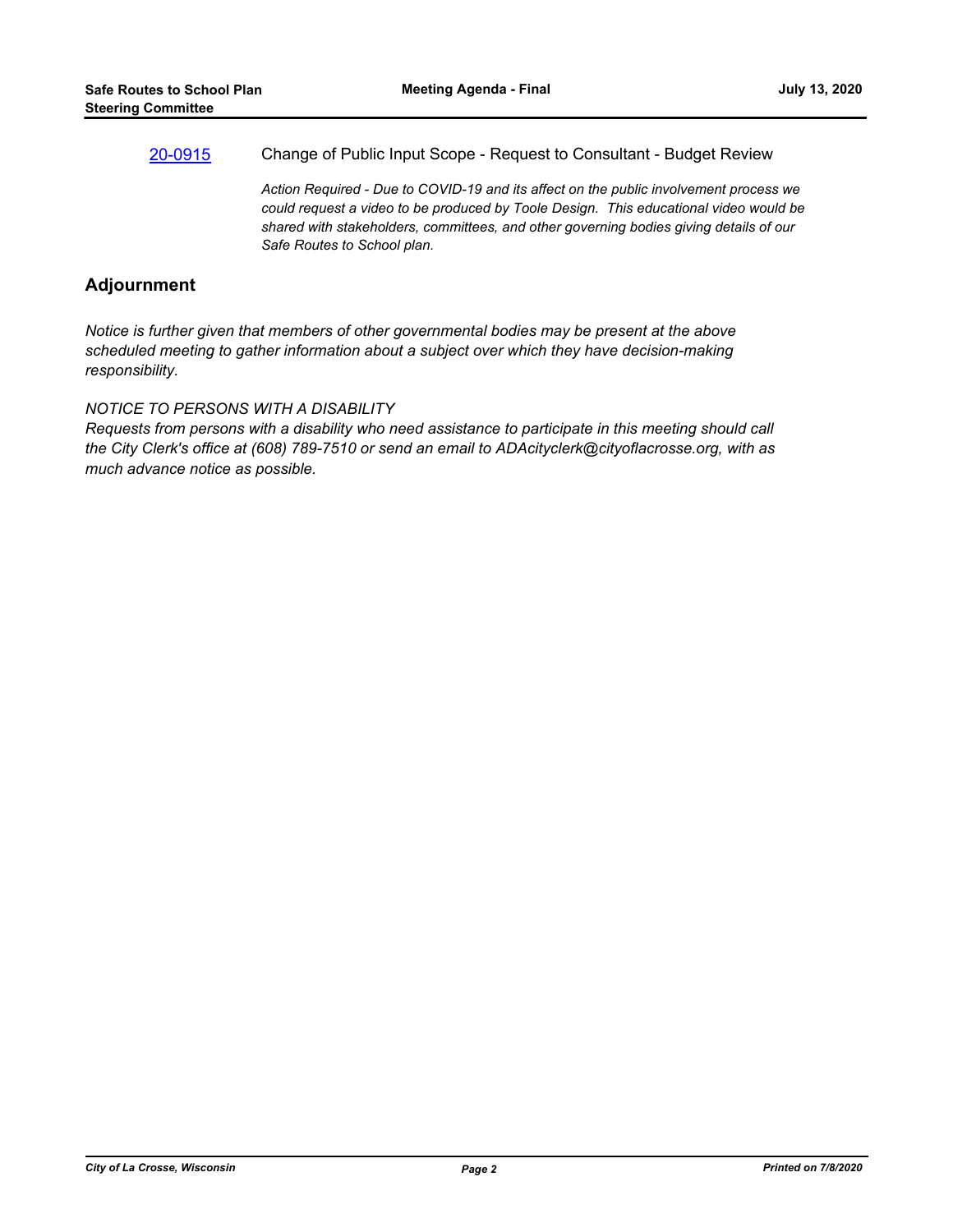[20-0915](20-0915) Change of Public Input Scope - Request to Consultant - Budget Review

*Action Required - Due to COVID-19 and its affect on the public involvement process we could request a video to be produced by Toole Design. This educational video would be shared with stakeholders, committees, and other governing bodies giving details of our Safe Routes to School plan.*

## Adjournment

*Notice is further given that members of other governmental bodies may be present at the above scheduled meeting to gather information about a subject over which they have decision-making responsibility.*

*NOTICE TO PERSONS WITH A DISABILITY*

*Requests from persons with a disability who need assistance to participate in this meeting should call the City Clerk's office at (608) 789-7510 or send an email to ADAcityclerk@cityoflacrosse.org, with as much advance notice as possible.*